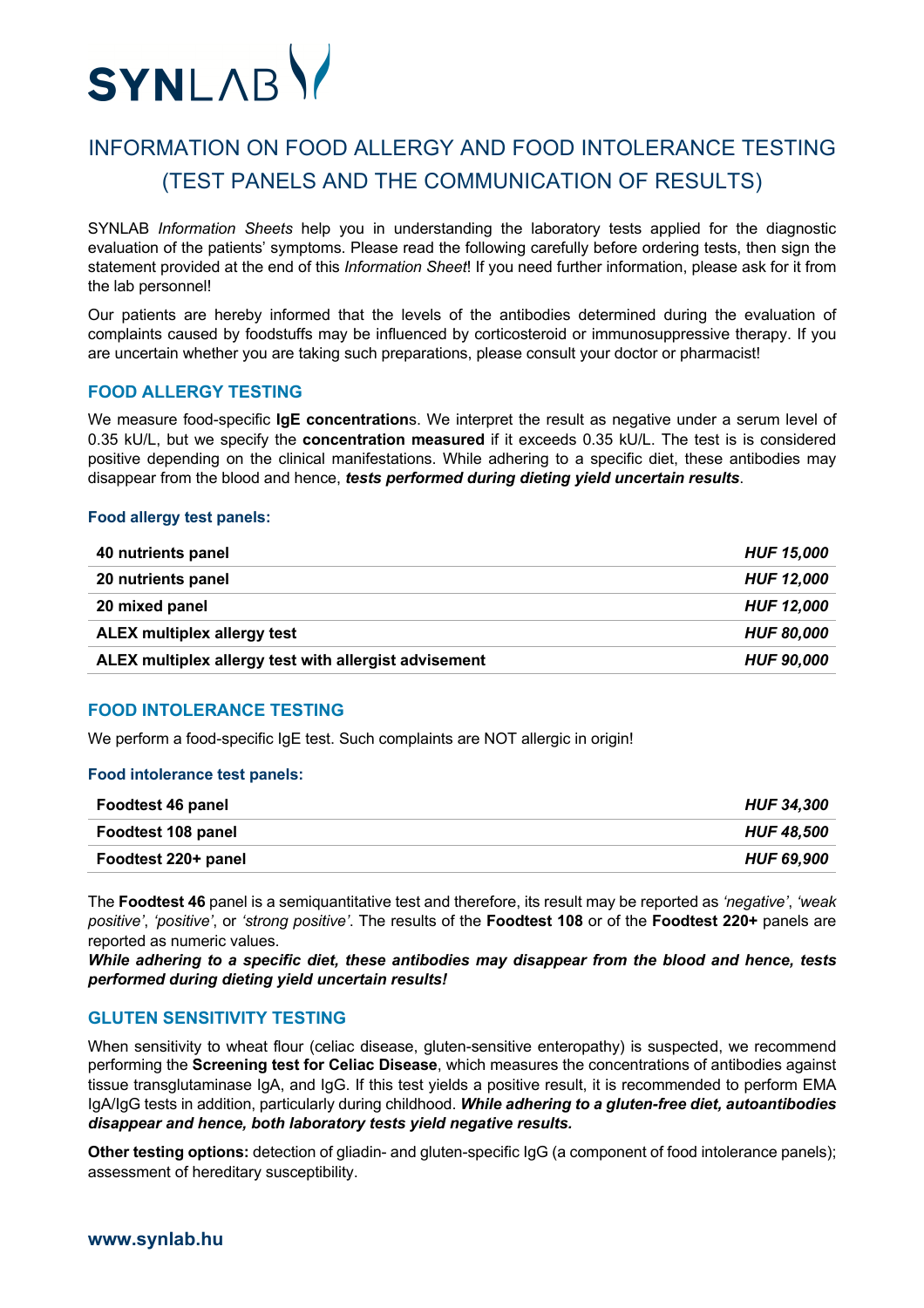# SYNLAB

## INFORMATION ON FOOD ALLERGY AND FOOD INTOLERANCE TESTING (TEST PANELS AND THE COMMUNICATION OF RESULTS)

SYNLAB *Information Sheets* help you in understanding the laboratory tests applied for the diagnostic evaluation of the patients' symptoms. Please read the following carefully before ordering tests, then sign the statement provided at the end of this *Information Sheet*! If you need further information, please ask for it from the lab personnel!

Our patients are hereby informed that the levels of the antibodies determined during the evaluation of complaints caused by foodstuffs may be influenced by corticosteroid or immunosuppressive therapy. If you are uncertain whether you are taking such preparations, please consult your doctor or pharmacist!

### FOOD ALLERGY TESTING

We measure food-specific **IgE concentration**s. We interpret the result as negative under a serum level of 0.35 kU/L, but we specify the **concentration measured** if it exceeds 0.35 kU/L. The test is is considered positive depending on the clinical manifestations. While adhering to a specific diet, these antibodies may disappear from the blood and hence, ***tests performed during dieting yield uncertain results***.

#### Food allergy test panels:

| | |
|---|---|
| **40 nutrients panel** | ***HUF 15,000*** |
| **20 nutrients panel** | ***HUF 12,000*** |
| **20 mixed panel** | ***HUF 12,000*** |
| **ALEX multiplex allergy test** | ***HUF 80,000*** |
| **ALEX multiplex allergy test with allergist advisement** | ***HUF 90,000*** |

### FOOD INTOLERANCE TESTING

We perform a food-specific IgE test. Such complaints are NOT allergic in origin!

#### Food intolerance test panels:

| | |
|---|---|
| **Foodtest 46 panel** | ***HUF 34,300*** |
| **Foodtest 108 panel** | ***HUF 48,500*** |
| **Foodtest 220+ panel** | ***HUF 69,900*** |

The **Foodtest 46** panel is a semiquantitative test and therefore, its result may be reported as *'negative'*, *'weak positive'*, *'positive'*, or *'strong positive'*. The results of the **Foodtest 108** or of the **Foodtest 220+** panels are reported as numeric values.
***While adhering to a specific diet, these antibodies may disappear from the blood and hence, tests performed during dieting yield uncertain results!***

### GLUTEN SENSITIVITY TESTING

When sensitivity to wheat flour (celiac disease, gluten-sensitive enteropathy) is suspected, we recommend performing the **Screening test for Celiac Disease**, which measures the concentrations of antibodies against tissue transglutaminase IgA, and IgG. If this test yields a positive result, it is recommended to perform EMA IgA/IgG tests in addition, particularly during childhood. ***While adhering to a gluten-free diet, autoantibodies disappear and hence, both laboratory tests yield negative results.***

**Other testing options:** detection of gliadin- and gluten-specific IgG (a component of food intolerance panels); assessment of hereditary susceptibility.

**www.synlab.hu**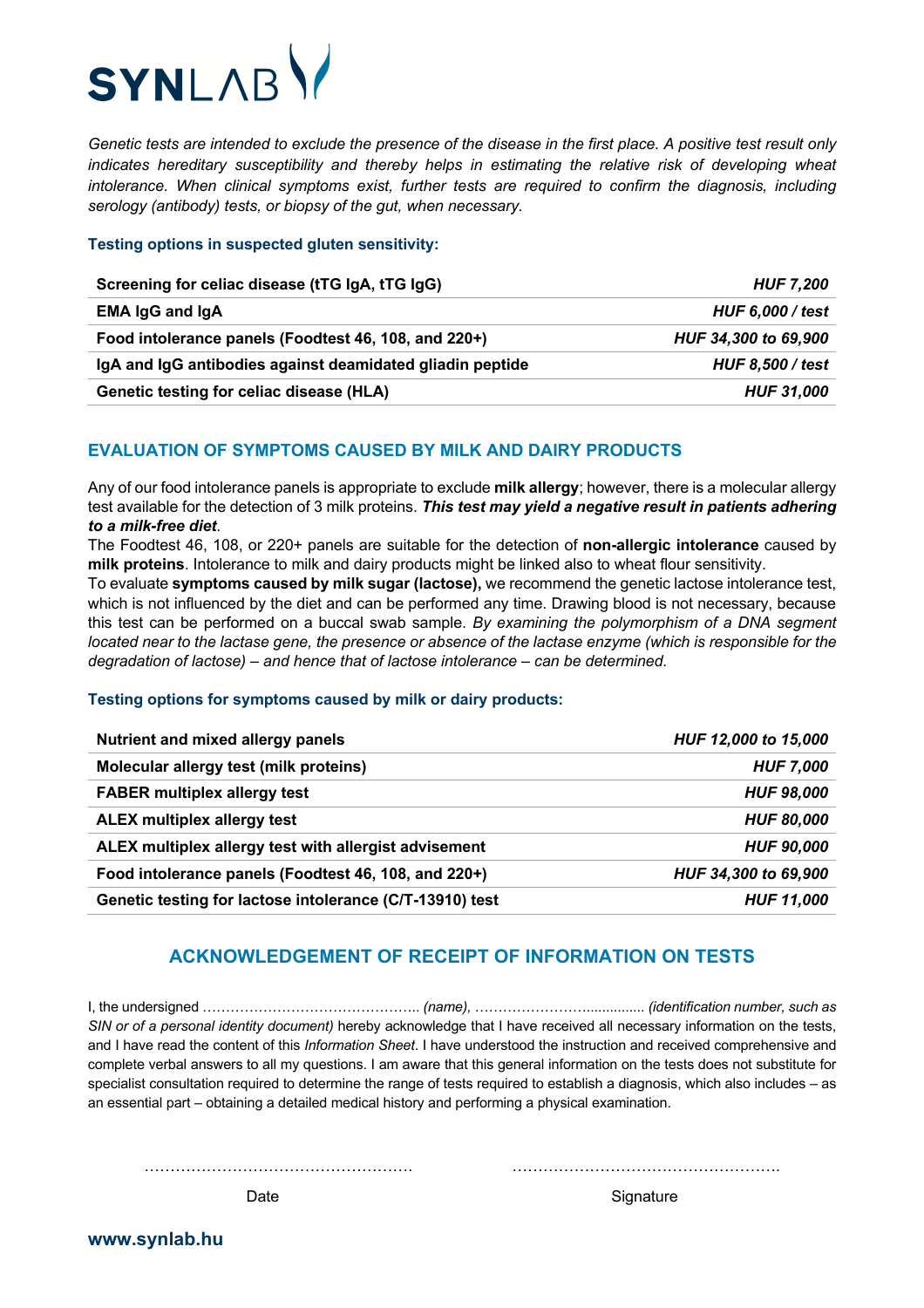SYNLAB

*Genetic tests are intended to exclude the presence of the disease in the first place. A positive test result only indicates hereditary susceptibility and thereby helps in estimating the relative risk of developing wheat intolerance. When clinical symptoms exist, further tests are required to confirm the diagnosis, including serology (antibody) tests, or biopsy of the gut, when necessary.*

### Testing options in suspected gluten sensitivity:

| | |
|---|---|
| **Screening for celiac disease (tTG IgA, tTG IgG)** | ***HUF 7,200*** |
| **EMA IgG and IgA** | ***HUF 6,000 / test*** |
| **Food intolerance panels (Foodtest 46, 108, and 220+)** | ***HUF 34,300 to 69,900*** |
| **IgA and IgG antibodies against deamidated gliadin peptide** | ***HUF 8,500 / test*** |
| **Genetic testing for celiac disease (HLA)** | ***HUF 31,000*** |

## EVALUATION OF SYMPTOMS CAUSED BY MILK AND DAIRY PRODUCTS

Any of our food intolerance panels is appropriate to exclude **milk allergy**; however, there is a molecular allergy test available for the detection of 3 milk proteins. ***This test may yield a negative result in patients adhering to a milk-free diet***.

The Foodtest 46, 108, or 220+ panels are suitable for the detection of **non-allergic intolerance** caused by **milk proteins**. Intolerance to milk and dairy products might be linked also to wheat flour sensitivity.

To evaluate **symptoms caused by milk sugar (lactose),** we recommend the genetic lactose intolerance test, which is not influenced by the diet and can be performed any time. Drawing blood is not necessary, because this test can be performed on a buccal swab sample. *By examining the polymorphism of a DNA segment located near to the lactase gene, the presence or absence of the lactase enzyme (which is responsible for the degradation of lactose) – and hence that of lactose intolerance – can be determined.*

### Testing options for symptoms caused by milk or dairy products:

| | |
|---|---|
| **Nutrient and mixed allergy panels** | ***HUF 12,000 to 15,000*** |
| **Molecular allergy test (milk proteins)** | ***HUF 7,000*** |
| **FABER multiplex allergy test** | ***HUF 98,000*** |
| **ALEX multiplex allergy test** | ***HUF 80,000*** |
| **ALEX multiplex allergy test with allergist advisement** | ***HUF 90,000*** |
| **Food intolerance panels (Foodtest 46, 108, and 220+)** | ***HUF 34,300 to 69,900*** |
| **Genetic testing for lactose intolerance (C/T-13910) test** | ***HUF 11,000*** |

## ACKNOWLEDGEMENT OF RECEIPT OF INFORMATION ON TESTS

I, the undersigned ……………………………………….. *(name)*, ……………………............... *(identification number, such as SIN or of a personal identity document)* hereby acknowledge that I have received all necessary information on the tests, and I have read the content of this *Information Sheet*. I have understood the instruction and received comprehensive and complete verbal answers to all my questions. I am aware that this general information on the tests does not substitute for specialist consultation required to determine the range of tests required to establish a diagnosis, which also includes – as an essential part – obtaining a detailed medical history and performing a physical examination.

……………………………………………… ………………………………………………

Date Signature

**www.synlab.hu**